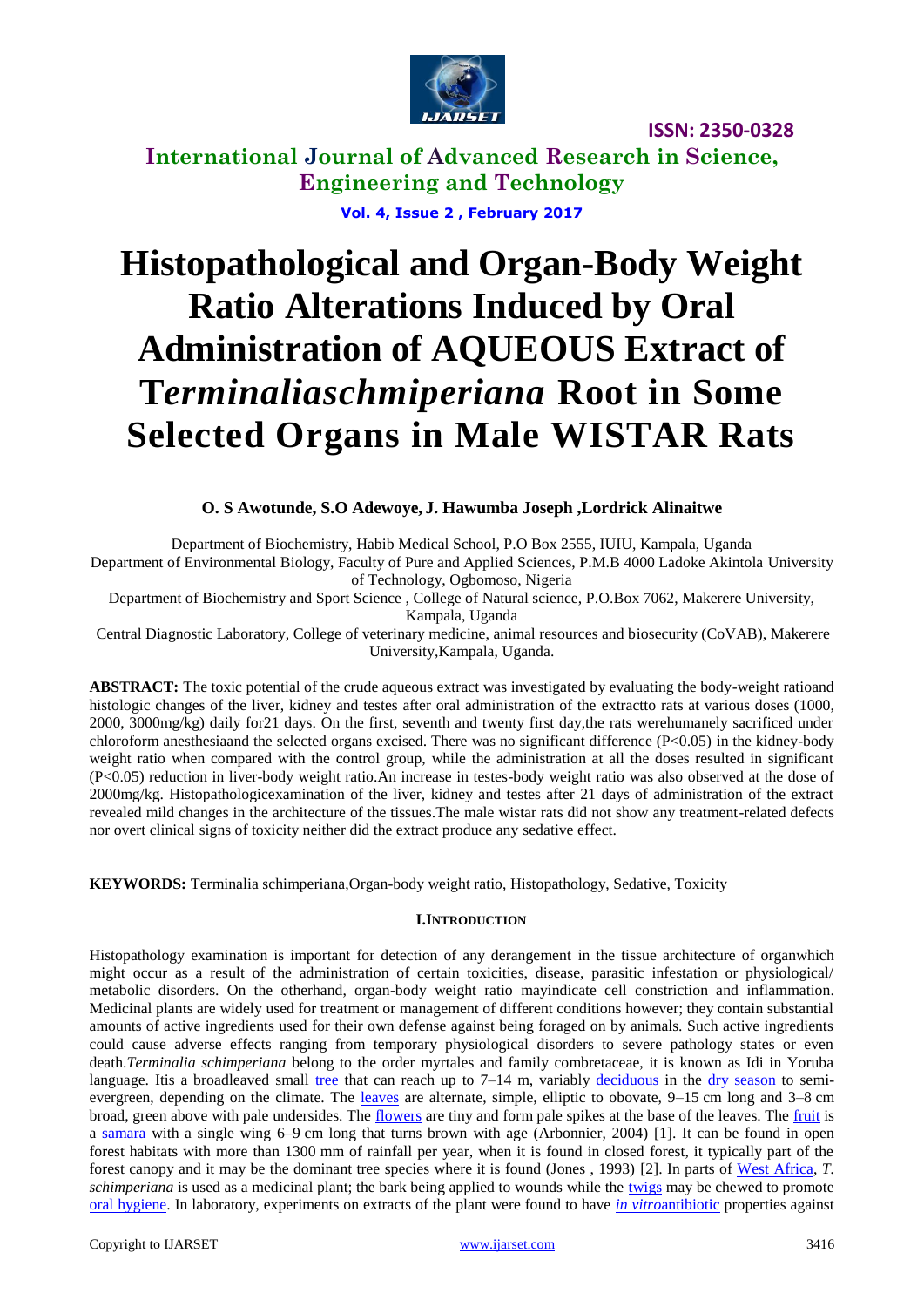# Histopathological and Organ-Body Weight Ratio Alterations Induced by Oral Administration of AQUEOUS Extract of T*erminaliaschmiperiana* Root in Some Selected Organs in Male WISTAR Rats

**O. S Awotunde, S.O Adewoye, J. Hawumba Joseph ,Lordrick Alinaitwe**

Department of Biochemistry, Habib Medical School, P.O Box 2555, IUIU, Kampala, Uganda

Department of Environmental Biology, Faculty of Pure and Applied Sciences, P.M.B 4000 Ladoke Akintola University of Technology, Ogbomoso, Nigeria

Department of Biochemistry and Sport Science , College of Natural science, P.O.Box 7062, Makerere University, Kampala, Uganda

Central Diagnostic Laboratory, College of veterinary medicine, animal resources and biosecurity (CoVAB), Makerere University,Kampala, Uganda.

**ABSTRACT:** The toxic potential of the crude aqueous extract was investigated by evaluating the body-weight ratioand histologic changes of the liver, kidney and testes after oral administration of the extractto rats at various doses (1000, 2000, 3000mg/kg) daily for21 days. On the first, seventh and twenty first day,the rats werehumanely sacrificed under chloroform anesthesiaand the selected organs excised. There was no significant difference ($P<0.05$) in the kidney-body weight ratio when compared with the control group, while the administration at all the doses resulted in significant ($P<0.05$) reduction in liver-body weight ratio.An increase in testes-body weight ratio was also observed at the dose of 2000mg/kg. Histopathologicexamination of the liver, kidney and testes after 21 days of administration of the extract revealed mild changes in the architecture of the tissues.The male wistar rats did not show any treatment-related defects nor overt clinical signs of toxicity neither did the extract produce any sedative effect.

**KEYWORDS:** Terminalia schimperiana,Organ-body weight ratio, Histopathology, Sedative, Toxicity

## I.INTRODUCTION

Histopathology examination is important for detection of any derangement in the tissue architecture of organwhich might occur as a result of the administration of certain toxicities, disease, parasitic infestation or physiological/ metabolic disorders. On the otherhand, organ-body weight ratio mayindicate cell constriction and inflammation. Medicinal plants are widely used for treatment or management of different conditions however; they contain substantial amounts of active ingredients used for their own defense against being foraged on by animals. Such active ingredients could cause adverse effects ranging from temporary physiological disorders to severe pathology states or even death.*Terminalia schimperiana* belong to the order myrtales and family combretaceae, it is known as Idi in Yoruba language. Itis a broadleaved small tree that can reach up to 7–14 m, variably deciduous in the dry season to semi-evergreen, depending on the climate. The leaves are alternate, simple, elliptic to obovate, 9–15 cm long and 3–8 cm broad, green above with pale undersides. The flowers are tiny and form pale spikes at the base of the leaves. The fruit is a samara with a single wing 6–9 cm long that turns brown with age (Arbonnier, 2004) [1]. It can be found in open forest habitats with more than 1300 mm of rainfall per year, when it is found in closed forest, it typically part of the forest canopy and it may be the dominant tree species where it is found (Jones , 1993) [2]. In parts of West Africa, *T. schimperiana* is used as a medicinal plant; the bark being applied to wounds while the twigs may be chewed to promote oral hygiene. In laboratory, experiments on extracts of the plant were found to have *in vitro*antibiotic properties against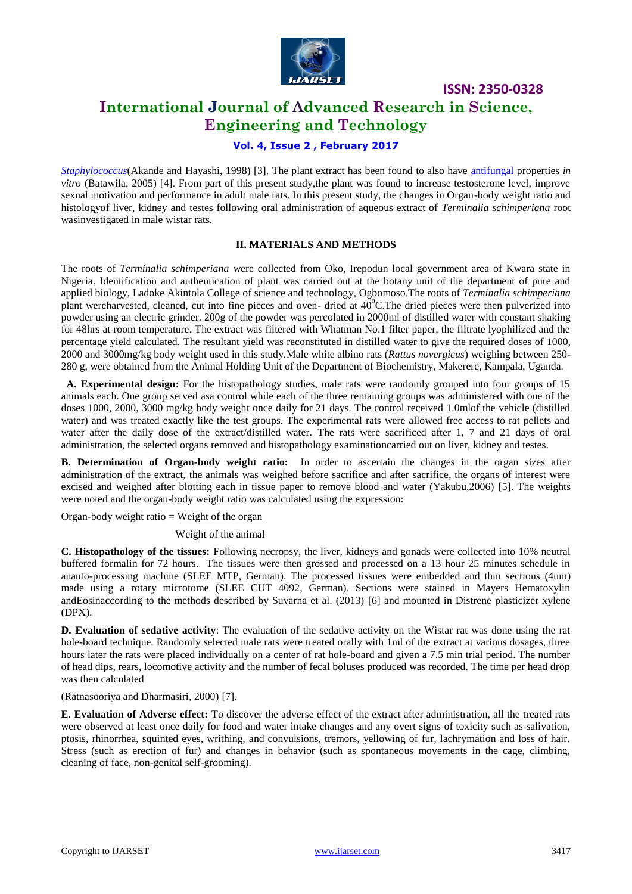*Staphylococcus*(Akande and Hayashi, 1998) [3]. The plant extract has been found to also have antifungal properties *in vitro* (Batawila, 2005) [4]. From part of this present study,the plant was found to increase testosterone level, improve sexual motivation and performance in adult male rats. In this present study, the changes in Organ-body weight ratio and histologyof liver, kidney and testes following oral administration of aqueous extract of *Terminalia schimperiana* root wasinvestigated in male wistar rats.

## II. MATERIALS AND METHODS

The roots of *Terminalia schimperiana* were collected from Oko, Irepodun local government area of Kwara state in Nigeria. Identification and authentication of plant was carried out at the botany unit of the department of pure and applied biology, Ladoke Akintola College of science and technology, Ogbomoso.The roots of *Terminalia schimperiana* plant wereharvested, cleaned, cut into fine pieces and oven- dried at $40^{0}$C.The dried pieces were then pulverized into powder using an electric grinder. 200g of the powder was percolated in 2000ml of distilled water with constant shaking for 48hrs at room temperature. The extract was filtered with Whatman No.1 filter paper, the filtrate lyophilized and the percentage yield calculated. The resultant yield was reconstituted in distilled water to give the required doses of 1000, 2000 and 3000mg/kg body weight used in this study.Male white albino rats (*Rattus novergicus*) weighing between 250-280 g, were obtained from the Animal Holding Unit of the Department of Biochemistry, Makerere, Kampala, Uganda.

**A. Experimental design:** For the histopathology studies, male rats were randomly grouped into four groups of 15 animals each. One group served asa control while each of the three remaining groups was administered with one of the doses 1000, 2000, 3000 mg/kg body weight once daily for 21 days. The control received 1.0mlof the vehicle (distilled water) and was treated exactly like the test groups. The experimental rats were allowed free access to rat pellets and water after the daily dose of the extract/distilled water. The rats were sacrificed after 1, 7 and 21 days of oral administration, the selected organs removed and histopathology examinationcarried out on liver, kidney and testes.

**B. Determination of Organ-body weight ratio:** In order to ascertain the changes in the organ sizes after administration of the extract, the animals was weighed before sacrifice and after sacrifice, the organs of interest were excised and weighed after blotting each in tissue paper to remove blood and water (Yakubu,2006) [5]. The weights were noted and the organ-body weight ratio was calculated using the expression:

$$\text{Organ-body weight ratio} = \frac{\text{Weight of the organ}}{\text{Weight of the animal}}$$

**C. Histopathology of the tissues:** Following necropsy, the liver, kidneys and gonads were collected into 10% neutral buffered formalin for 72 hours. The tissues were then grossed and processed on a 13 hour 25 minutes schedule in anauto-processing machine (SLEE MTP, German). The processed tissues were embedded and thin sections (4um) made using a rotary microtome (SLEE CUT 4092, German). Sections were stained in Mayers Hematoxylin andEosinaccording to the methods described by Suvarna et al. (2013) [6] and mounted in Distrene plasticizer xylene (DPX).

**D. Evaluation of sedative activity**: The evaluation of the sedative activity on the Wistar rat was done using the rat hole-board technique. Randomly selected male rats were treated orally with 1ml of the extract at various dosages, three hours later the rats were placed individually on a center of rat hole-board and given a 7.5 min trial period. The number of head dips, rears, locomotive activity and the number of fecal boluses produced was recorded. The time per head drop was then calculated

(Ratnasooriya and Dharmasiri, 2000) [7].

**E. Evaluation of Adverse effect:** To discover the adverse effect of the extract after administration, all the treated rats were observed at least once daily for food and water intake changes and any overt signs of toxicity such as salivation, ptosis, rhinorrhea, squinted eyes, writhing, and convulsions, tremors, yellowing of fur, lachrymation and loss of hair. Stress (such as erection of fur) and changes in behavior (such as spontaneous movements in the cage, climbing, cleaning of face, non-genital self-grooming).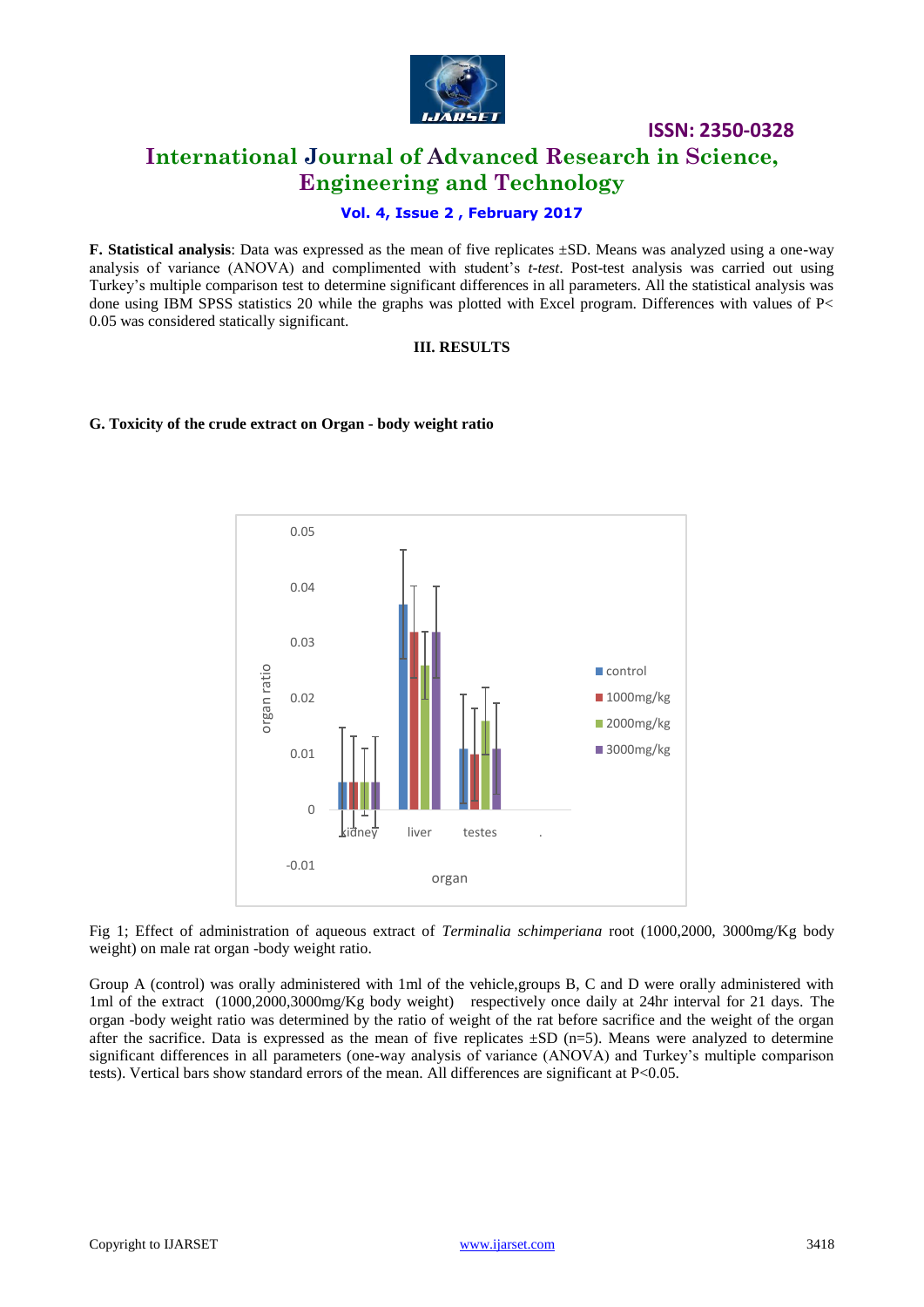**F. Statistical analysis**: Data was expressed as the mean of five replicates ±SD. Means was analyzed using a one-way analysis of variance (ANOVA) and complimented with student's *t-test*. Post-test analysis was carried out using Turkey's multiple comparison test to determine significant differences in all parameters. All the statistical analysis was done using IBM SPSS statistics 20 while the graphs was plotted with Excel program. Differences with values of P< 0.05 was considered statically significant.

## III. RESULTS

**G. Toxicity of the crude extract on Organ - body weight ratio**

Fig 1; Effect of administration of aqueous extract of *Terminalia schimperiana* root (1000,2000, 3000mg/Kg body weight) on male rat organ -body weight ratio.

Group A (control) was orally administered with 1ml of the vehicle,groups B, C and D were orally administered with 1ml of the extract (1000,2000,3000mg/Kg body weight) respectively once daily at 24hr interval for 21 days. The organ -body weight ratio was determined by the ratio of weight of the rat before sacrifice and the weight of the organ after the sacrifice. Data is expressed as the mean of five replicates ±SD (n=5). Means were analyzed to determine significant differences in all parameters (one-way analysis of variance (ANOVA) and Turkey's multiple comparison tests). Vertical bars show standard errors of the mean. All differences are significant at P<0.05.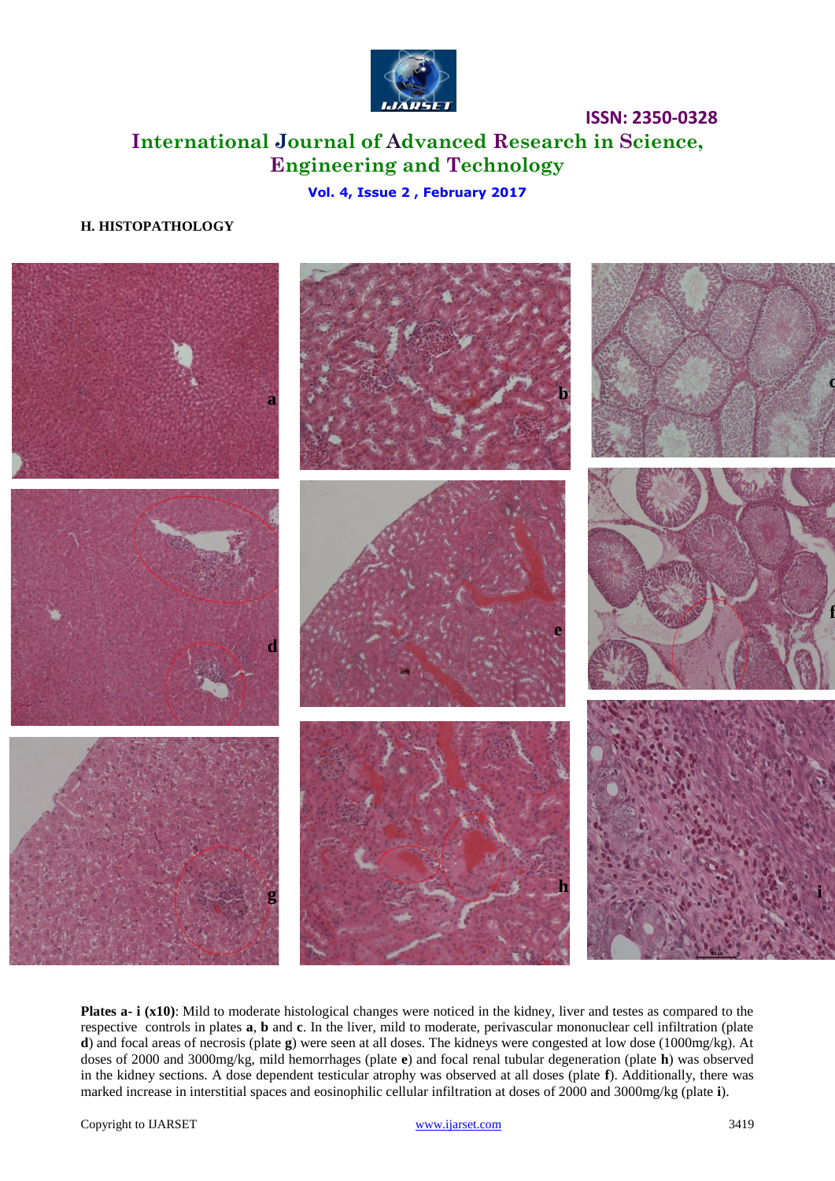### H. HISTOPATHOLOGY

**Plates a- i (x10)**: Mild to moderate histological changes were noticed in the kidney, liver and testes as compared to the respective controls in plates **a**, **b** and **c**. In the liver, mild to moderate, perivascular mononuclear cell infiltration (plate **d**) and focal areas of necrosis (plate **g**) were seen at all doses. The kidneys were congested at low dose (1000mg/kg). At doses of 2000 and 3000mg/kg, mild hemorrhages (plate **e**) and focal renal tubular degeneration (plate **h**) was observed in the kidney sections. A dose dependent testicular atrophy was observed at all doses (plate **f**). Additionally, there was marked increase in interstitial spaces and eosinophilic cellular infiltration at doses of 2000 and 3000mg/kg (plate **i**).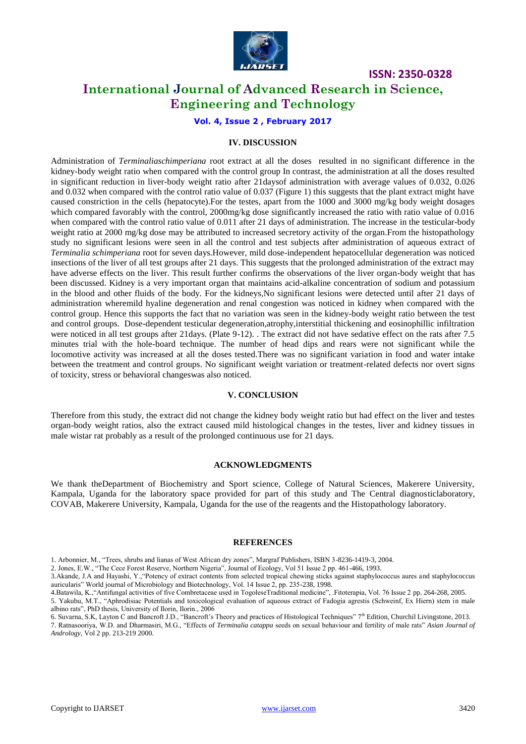## IV. DISCUSSION

Administration of *Terminaliaschimperiana* root extract at all the doses resulted in no significant difference in the kidney-body weight ratio when compared with the control group In contrast, the administration at all the doses resulted in significant reduction in liver-body weight ratio after 21daysof administration with average values of 0.032, 0.026 and 0.032 when compared with the control ratio value of 0.037 (Figure 1) this suggests that the plant extract might have caused constriction in the cells (hepatocyte).For the testes, apart from the 1000 and 3000 mg/kg body weight dosages which compared favorably with the control, 2000mg/kg dose significantly increased the ratio with ratio value of 0.016 when compared with the control ratio value of 0.011 after 21 days of administration. The increase in the testicular-body weight ratio at 2000 mg/kg dose may be attributed to increased secretory activity of the organ.From the histopathology study no significant lesions were seen in all the control and test subjects after administration of aqueous extract of *Terminalia schimperiana* root for seven days.However, mild dose-independent hepatocellular degeneration was noticed insections of the liver of all test groups after 21 days. This suggests that the prolonged administration of the extract may have adverse effects on the liver. This result further confirms the observations of the liver organ-body weight that has been discussed. Kidney is a very important organ that maintains acid-alkaline concentration of sodium and potassium in the blood and other fluids of the body. For the kidneys,No significant lesions were detected until after 21 days of administration wheremild hyaline degeneration and renal congestion was noticed in kidney when compared with the control group. Hence this supports the fact that no variation was seen in the kidney-body weight ratio between the test and control groups. Dose-dependent testicular degeneration,atrophy,interstitial thickening and eosinophillic infiltration were noticed in all test groups after 21days. (Plate 9-12). . The extract did not have sedative effect on the rats after 7.5 minutes trial with the hole-board technique. The number of head dips and rears were not significant while the locomotive activity was increased at all the doses tested.There was no significant variation in food and water intake between the treatment and control groups. No significant weight variation or treatment-related defects nor overt signs of toxicity, stress or behavioral changeswas also noticed.

## V. CONCLUSION

Therefore from this study, the extract did not change the kidney body weight ratio but had effect on the liver and testes organ-body weight ratios, also the extract caused mild histological changes in the testes, liver and kidney tissues in male wistar rat probably as a result of the prolonged continuous use for 21 days.

## ACKNOWLEDGMENTS

We thank theDepartment of Biochemistry and Sport science, College of Natural Sciences, Makerere University, Kampala, Uganda for the laboratory space provided for part of this study and The Central diagnosticlaboratory, COVAB, Makerere University, Kampala, Uganda for the use of the reagents and the Histopathology laboratory.

## REFERENCES

1. Arbonnier, M., "Trees, shrubs and lianas of West African dry zones", Margraf Publishers, ISBN 3-8236-1419-3, 2004.
2. Jones, E.W., "The Cece Forest Reserve, Northern Nigeria", Journal of Ecology, Vol 51 Issue 2 pp. 461-466, 1993.
3. Akande, J.A and Hayashi, Y.,"Potency of extract contents from selected tropical chewing sticks against staphylococcus aures and staphylococcus auricularis" World journal of Microbiology and Biotechnology, Vol. 14 Issue 2, pp. 235-238, 1998.
4. Batawila, K.,"Antifungal activities of five Combretaceae used in TogoleseTraditional medicine", .Fitoterapia, Vol. 76 Issue 2 pp. 264-268, 2005.
5. Yakubu, M.T., "Aphrodisiac Potentials and toxicological evaluation of aqueous extract of Fadogia agrestis (Schweinf, Ex Hiern) stem in male albino rats", PhD thesis, University of Ilorin, Ilorin., 2006
6. Suvarna, S.K, Layton C and Bancroft J.D., "Bancroft's Theory and practices of Histological Techniques" 7th Edition, Churchil Livingstone, 2013.
7. Ratnasooriya, W.D. and Dharmasiri, M.G., "Effects of *Terminalia catappa* seeds on sexual behaviour and fertility of male rats" *Asian Journal of Andrology*, Vol 2 pp. 213-219 2000.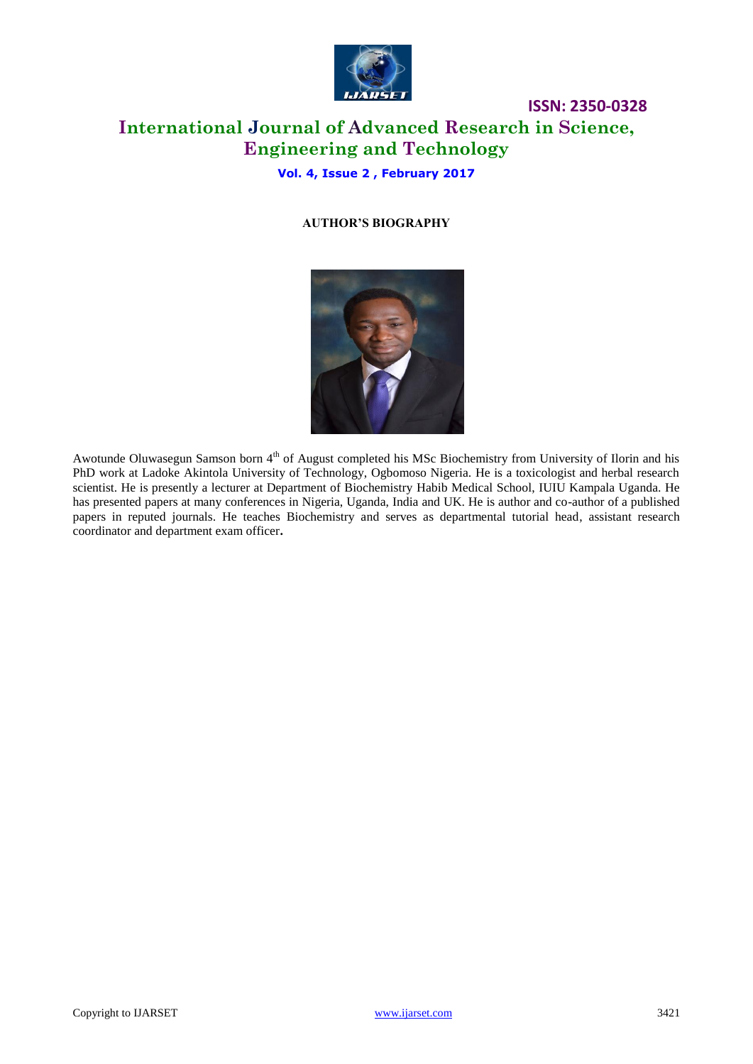**AUTHOR'S BIOGRAPHY**

Awotunde Oluwasegun Samson born 4$^{th}$ of August completed his MSc Biochemistry from University of Ilorin and his PhD work at Ladoke Akintola University of Technology, Ogbomoso Nigeria. He is a toxicologist and herbal research scientist. He is presently a lecturer at Department of Biochemistry Habib Medical School, IUIU Kampala Uganda. He has presented papers at many conferences in Nigeria, Uganda, India and UK. He is author and co-author of a published papers in reputed journals. He teaches Biochemistry and serves as departmental tutorial head, assistant research coordinator and department exam officer**.**